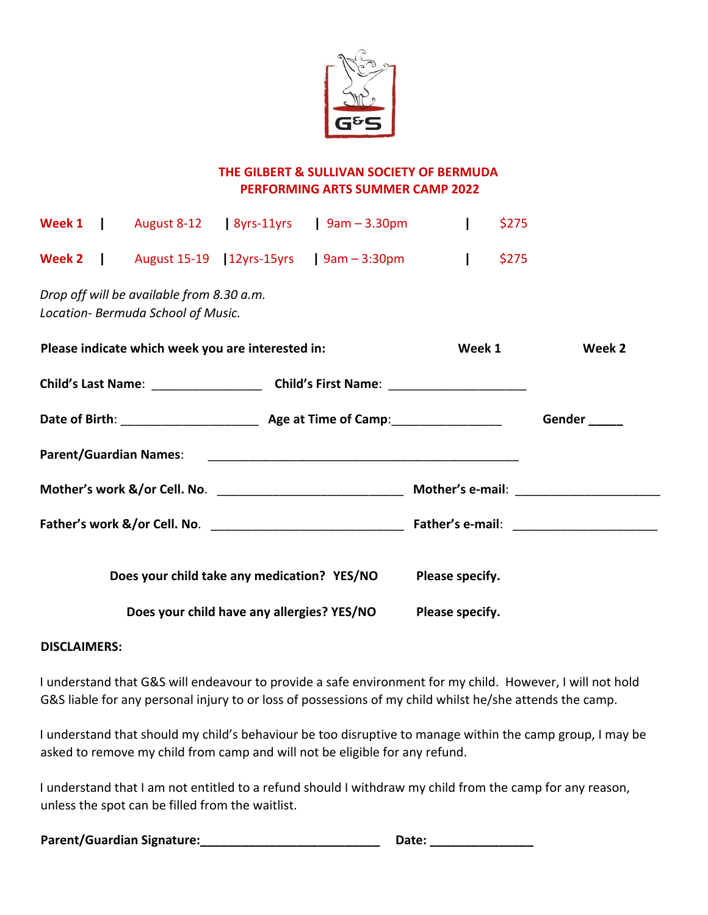# THE GILBERT & SULLIVAN SOCIETY OF BERMUDA
## PERFORMING ARTS SUMMER CAMP 2022

| | | | | |
|---|---|---|---|---|
| **Week 1** | August 8-12 | 8yrs-11yrs | 9am – 3.30pm | $275 |
| **Week 2** | August 15-19 | 12yrs-15yrs | 9am – 3:30pm | $275 |

*Drop off will be available from 8.30 a.m.*
*Location- Bermuda School of Music.*

**Please indicate which week you are interested in:** **Week 1** **Week 2**

**Child's Last Name**: ________________ **Child's First Name**: ____________________

**Date of Birth**: ____________________ **Age at Time of Camp**:________________ **Gender** _____

**Parent/Guardian Names**: ______________________________________________

**Mother's work &/or Cell. No**. ___________________________ **Mother's e-mail**: _____________________

**Father's work &/or Cell. No**. ____________________________ **Father's e-mail**: _____________________

**Does your child take any medication? YES/NO** **Please specify.**

**Does your child have any allergies? YES/NO** **Please specify.**

**DISCLAIMERS:**

I understand that G&S will endeavour to provide a safe environment for my child. However, I will not hold G&S liable for any personal injury to or loss of possessions of my child whilst he/she attends the camp.

I understand that should my child's behaviour be too disruptive to manage within the camp group, I may be asked to remove my child from camp and will not be eligible for any refund.

I understand that I am not entitled to a refund should I withdraw my child from the camp for any reason, unless the spot can be filled from the waitlist.

**Parent/Guardian Signature:**__________________________ **Date:** _______________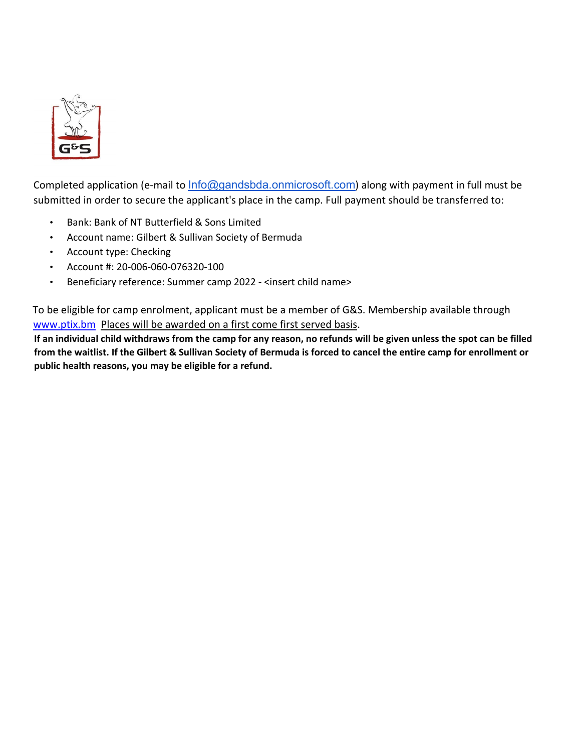Completed application (e-mail to Info@gandsbda.onmicrosoft.com) along with payment in full must be submitted in order to secure the applicant's place in the camp. Full payment should be transferred to:

- Bank: Bank of NT Butterfield & Sons Limited
- Account name: Gilbert & Sullivan Society of Bermuda
- Account type: Checking
- Account #: 20-006-060-076320-100
- Beneficiary reference: Summer camp 2022 - <insert child name>

To be eligible for camp enrolment, applicant must be a member of G&S. Membership available through www.ptix.bm Places will be awarded on a first come first served basis.

**If an individual child withdraws from the camp for any reason, no refunds will be given unless the spot can be filled from the waitlist. If the Gilbert & Sullivan Society of Bermuda is forced to cancel the entire camp for enrollment or public health reasons, you may be eligible for a refund.**